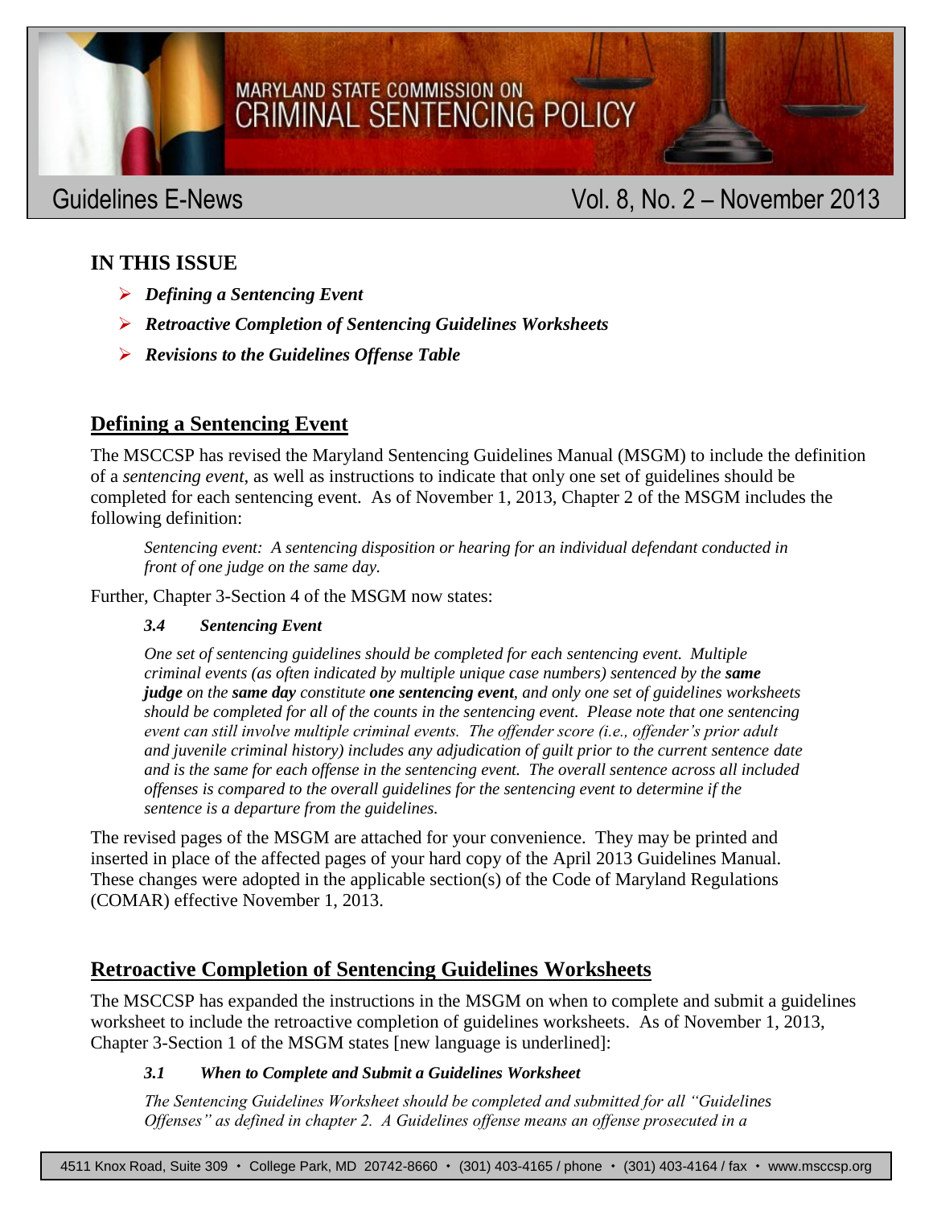MARYLAND STATE COMMISSION ON
CRIMINAL SENTENCING POLICY

Guidelines E-News — Vol. 8, No. 2 – November 2013

## IN THIS ISSUE

- ***Defining a Sentencing Event***
- ***Retroactive Completion of Sentencing Guidelines Worksheets***
- ***Revisions to the Guidelines Offense Table***

## Defining a Sentencing Event

The MSCCSP has revised the Maryland Sentencing Guidelines Manual (MSGM) to include the definition of a *sentencing event*, as well as instructions to indicate that only one set of guidelines should be completed for each sentencing event. As of November 1, 2013, Chapter 2 of the MSGM includes the following definition:

> *Sentencing event: A sentencing disposition or hearing for an individual defendant conducted in front of one judge on the same day.*

Further, Chapter 3-Section 4 of the MSGM now states:

> ***3.4 Sentencing Event***
>
> *One set of sentencing guidelines should be completed for each sentencing event. Multiple criminal events (as often indicated by multiple unique case numbers) sentenced by the **same judge** on the **same day** constitute **one sentencing event**, and only one set of guidelines worksheets should be completed for all of the counts in the sentencing event. Please note that one sentencing event can still involve multiple criminal events. The offender score (i.e., offender's prior adult and juvenile criminal history) includes any adjudication of guilt prior to the current sentence date and is the same for each offense in the sentencing event. The overall sentence across all included offenses is compared to the overall guidelines for the sentencing event to determine if the sentence is a departure from the guidelines.*

The revised pages of the MSGM are attached for your convenience. They may be printed and inserted in place of the affected pages of your hard copy of the April 2013 Guidelines Manual. These changes were adopted in the applicable section(s) of the Code of Maryland Regulations (COMAR) effective November 1, 2013.

## Retroactive Completion of Sentencing Guidelines Worksheets

The MSCCSP has expanded the instructions in the MSGM on when to complete and submit a guidelines worksheet to include the retroactive completion of guidelines worksheets. As of November 1, 2013, Chapter 3-Section 1 of the MSGM states [new language is underlined]:

> ***3.1 When to Complete and Submit a Guidelines Worksheet***
>
> *The Sentencing Guidelines Worksheet should be completed and submitted for all "Guidelines Offenses" as defined in chapter 2. A Guidelines offense means an offense prosecuted in a*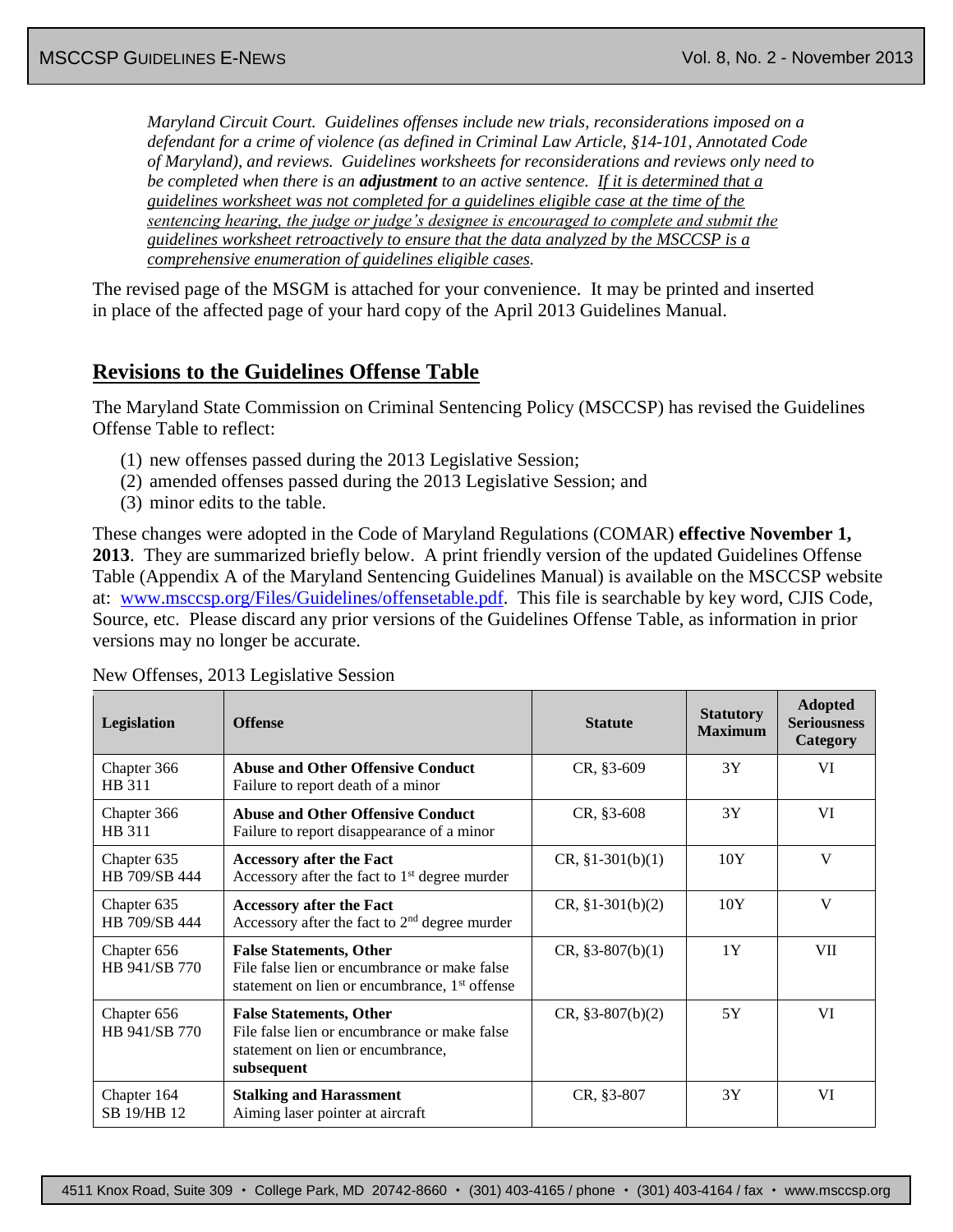*Maryland Circuit Court. Guidelines offenses include new trials, reconsiderations imposed on a defendant for a crime of violence (as defined in Criminal Law Article, §14-101, Annotated Code of Maryland), and reviews. Guidelines worksheets for reconsiderations and reviews only need to be completed when there is an* ***adjustment*** *to an active sentence.* <u>*If it is determined that a guidelines worksheet was not completed for a guidelines eligible case at the time of the sentencing hearing, the judge or judge's designee is encouraged to complete and submit the guidelines worksheet retroactively to ensure that the data analyzed by the MSCCSP is a comprehensive enumeration of guidelines eligible cases.*</u>

The revised page of the MSGM is attached for your convenience. It may be printed and inserted in place of the affected page of your hard copy of the April 2013 Guidelines Manual.

## Revisions to the Guidelines Offense Table

The Maryland State Commission on Criminal Sentencing Policy (MSCCSP) has revised the Guidelines Offense Table to reflect:

(1) new offenses passed during the 2013 Legislative Session;
(2) amended offenses passed during the 2013 Legislative Session; and
(3) minor edits to the table.

These changes were adopted in the Code of Maryland Regulations (COMAR) **effective November 1, 2013**. They are summarized briefly below. A print friendly version of the updated Guidelines Offense Table (Appendix A of the Maryland Sentencing Guidelines Manual) is available on the MSCCSP website at: www.msccsp.org/Files/Guidelines/offensetable.pdf. This file is searchable by key word, CJIS Code, Source, etc. Please discard any prior versions of the Guidelines Offense Table, as information in prior versions may no longer be accurate.

New Offenses, 2013 Legislative Session

| Legislation | Offense | Statute | Statutory Maximum | Adopted Seriousness Category |
|---|---|---|---|---|
| Chapter 366 HB 311 | **Abuse and Other Offensive Conduct** Failure to report death of a minor | CR, §3-609 | 3Y | VI |
| Chapter 366 HB 311 | **Abuse and Other Offensive Conduct** Failure to report disappearance of a minor | CR, §3-608 | 3Y | VI |
| Chapter 635 HB 709/SB 444 | **Accessory after the Fact** Accessory after the fact to 1st degree murder | CR, §1-301(b)(1) | 10Y | V |
| Chapter 635 HB 709/SB 444 | **Accessory after the Fact** Accessory after the fact to 2nd degree murder | CR, §1-301(b)(2) | 10Y | V |
| Chapter 656 HB 941/SB 770 | **False Statements, Other** File false lien or encumbrance or make false statement on lien or encumbrance, 1st offense | CR, §3-807(b)(1) | 1Y | VII |
| Chapter 656 HB 941/SB 770 | **False Statements, Other** File false lien or encumbrance or make false statement on lien or encumbrance, **subsequent** | CR, §3-807(b)(2) | 5Y | VI |
| Chapter 164 SB 19/HB 12 | **Stalking and Harassment** Aiming laser pointer at aircraft | CR, §3-807 | 3Y | VI |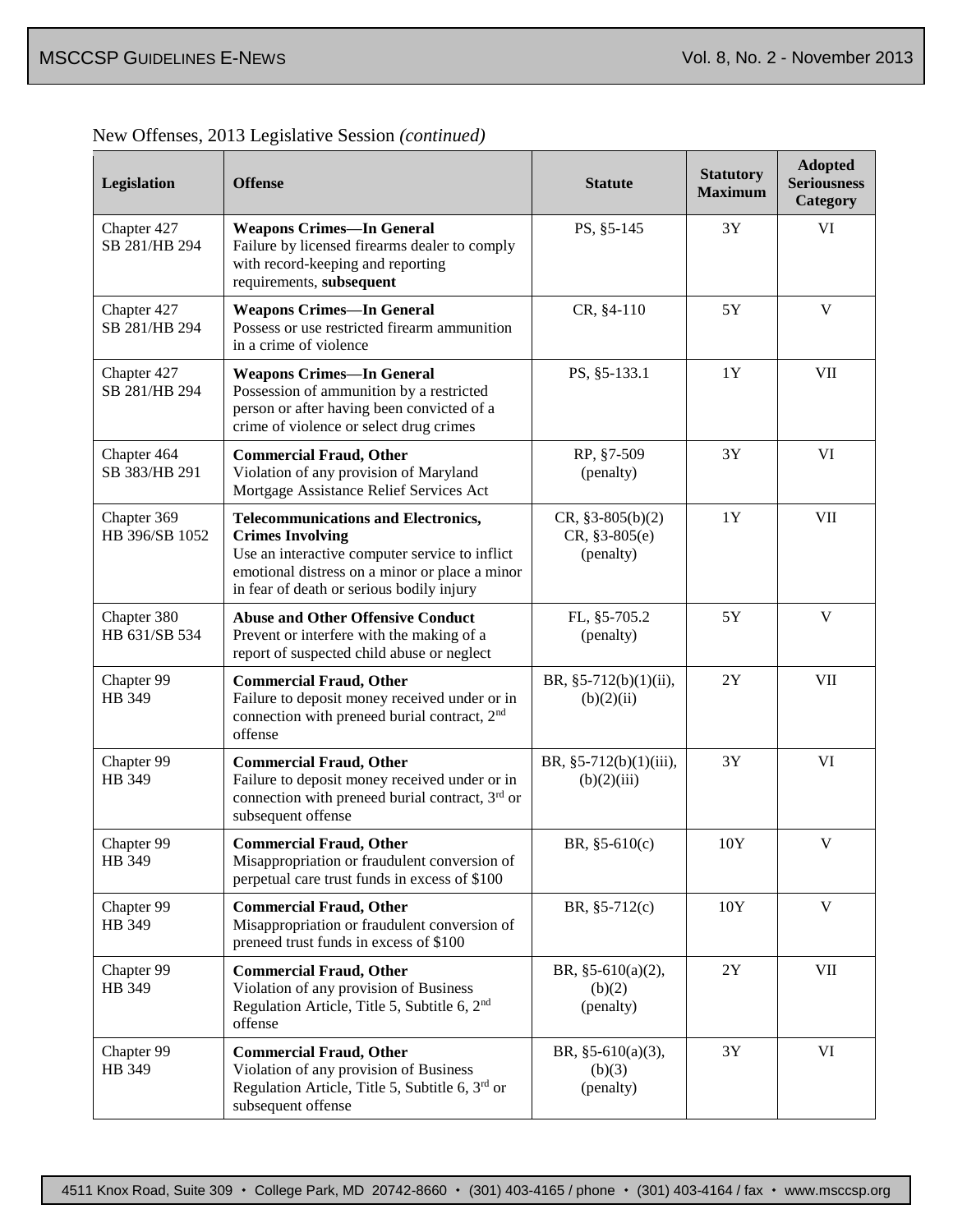New Offenses, 2013 Legislative Session *(continued)*

| Legislation | Offense | Statute | Statutory Maximum | Adopted Seriousness Category |
|---|---|---|---|---|
| Chapter 427 SB 281/HB 294 | **Weapons Crimes—In General** Failure by licensed firearms dealer to comply with record-keeping and reporting requirements, **subsequent** | PS, §5-145 | 3Y | VI |
| Chapter 427 SB 281/HB 294 | **Weapons Crimes—In General** Possess or use restricted firearm ammunition in a crime of violence | CR, §4-110 | 5Y | V |
| Chapter 427 SB 281/HB 294 | **Weapons Crimes—In General** Possession of ammunition by a restricted person or after having been convicted of a crime of violence or select drug crimes | PS, §5-133.1 | 1Y | VII |
| Chapter 464 SB 383/HB 291 | **Commercial Fraud, Other** Violation of any provision of Maryland Mortgage Assistance Relief Services Act | RP, §7-509 (penalty) | 3Y | VI |
| Chapter 369 HB 396/SB 1052 | **Telecommunications and Electronics, Crimes Involving** Use an interactive computer service to inflict emotional distress on a minor or place a minor in fear of death or serious bodily injury | CR, §3-805(b)(2) CR, §3-805(e) (penalty) | 1Y | VII |
| Chapter 380 HB 631/SB 534 | **Abuse and Other Offensive Conduct** Prevent or interfere with the making of a report of suspected child abuse or neglect | FL, §5-705.2 (penalty) | 5Y | V |
| Chapter 99 HB 349 | **Commercial Fraud, Other** Failure to deposit money received under or in connection with preneed burial contract, 2nd offense | BR, §5-712(b)(1)(ii), (b)(2)(ii) | 2Y | VII |
| Chapter 99 HB 349 | **Commercial Fraud, Other** Failure to deposit money received under or in connection with preneed burial contract, 3rd or subsequent offense | BR, §5-712(b)(1)(iii), (b)(2)(iii) | 3Y | VI |
| Chapter 99 HB 349 | **Commercial Fraud, Other** Misappropriation or fraudulent conversion of perpetual care trust funds in excess of $100 | BR, §5-610(c) | 10Y | V |
| Chapter 99 HB 349 | **Commercial Fraud, Other** Misappropriation or fraudulent conversion of preneed trust funds in excess of $100 | BR, §5-712(c) | 10Y | V |
| Chapter 99 HB 349 | **Commercial Fraud, Other** Violation of any provision of Business Regulation Article, Title 5, Subtitle 6, 2nd offense | BR, §5-610(a)(2), (b)(2) (penalty) | 2Y | VII |
| Chapter 99 HB 349 | **Commercial Fraud, Other** Violation of any provision of Business Regulation Article, Title 5, Subtitle 6, 3rd or subsequent offense | BR, §5-610(a)(3), (b)(3) (penalty) | 3Y | VI |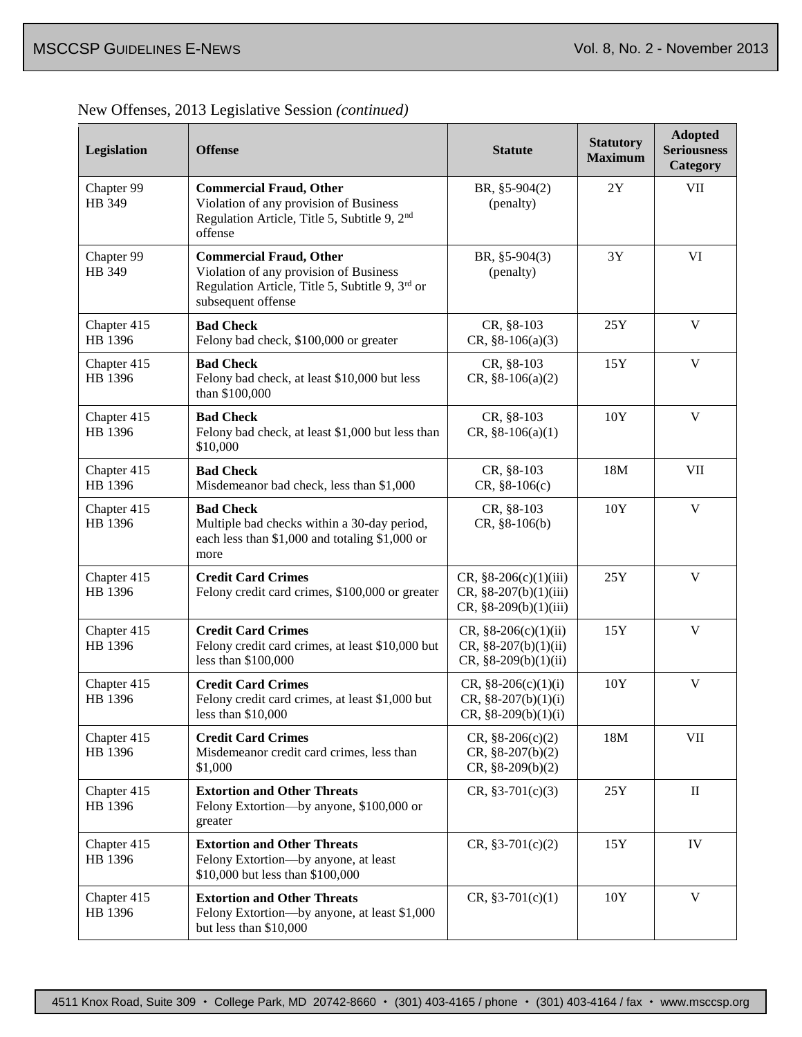New Offenses, 2013 Legislative Session *(continued)*

| Legislation | Offense | Statute | Statutory Maximum | Adopted Seriousness Category |
|---|---|---|---|---|
| Chapter 99 HB 349 | **Commercial Fraud, Other** Violation of any provision of Business Regulation Article, Title 5, Subtitle 9, 2nd offense | BR, §5-904(2) (penalty) | 2Y | VII |
| Chapter 99 HB 349 | **Commercial Fraud, Other** Violation of any provision of Business Regulation Article, Title 5, Subtitle 9, 3rd or subsequent offense | BR, §5-904(3) (penalty) | 3Y | VI |
| Chapter 415 HB 1396 | **Bad Check** Felony bad check, $100,000 or greater | CR, §8-103 CR, §8-106(a)(3) | 25Y | V |
| Chapter 415 HB 1396 | **Bad Check** Felony bad check, at least $10,000 but less than $100,000 | CR, §8-103 CR, §8-106(a)(2) | 15Y | V |
| Chapter 415 HB 1396 | **Bad Check** Felony bad check, at least $1,000 but less than $10,000 | CR, §8-103 CR, §8-106(a)(1) | 10Y | V |
| Chapter 415 HB 1396 | **Bad Check** Misdemeanor bad check, less than $1,000 | CR, §8-103 CR, §8-106(c) | 18M | VII |
| Chapter 415 HB 1396 | **Bad Check** Multiple bad checks within a 30-day period, each less than $1,000 and totaling $1,000 or more | CR, §8-103 CR, §8-106(b) | 10Y | V |
| Chapter 415 HB 1396 | **Credit Card Crimes** Felony credit card crimes, $100,000 or greater | CR, §8-206(c)(1)(iii) CR, §8-207(b)(1)(iii) CR, §8-209(b)(1)(iii) | 25Y | V |
| Chapter 415 HB 1396 | **Credit Card Crimes** Felony credit card crimes, at least $10,000 but less than $100,000 | CR, §8-206(c)(1)(ii) CR, §8-207(b)(1)(ii) CR, §8-209(b)(1)(ii) | 15Y | V |
| Chapter 415 HB 1396 | **Credit Card Crimes** Felony credit card crimes, at least $1,000 but less than $10,000 | CR, §8-206(c)(1)(i) CR, §8-207(b)(1)(i) CR, §8-209(b)(1)(i) | 10Y | V |
| Chapter 415 HB 1396 | **Credit Card Crimes** Misdemeanor credit card crimes, less than $1,000 | CR, §8-206(c)(2) CR, §8-207(b)(2) CR, §8-209(b)(2) | 18M | VII |
| Chapter 415 HB 1396 | **Extortion and Other Threats** Felony Extortion—by anyone, $100,000 or greater | CR, §3-701(c)(3) | 25Y | II |
| Chapter 415 HB 1396 | **Extortion and Other Threats** Felony Extortion—by anyone, at least $10,000 but less than $100,000 | CR, §3-701(c)(2) | 15Y | IV |
| Chapter 415 HB 1396 | **Extortion and Other Threats** Felony Extortion—by anyone, at least $1,000 but less than $10,000 | CR, §3-701(c)(1) | 10Y | V |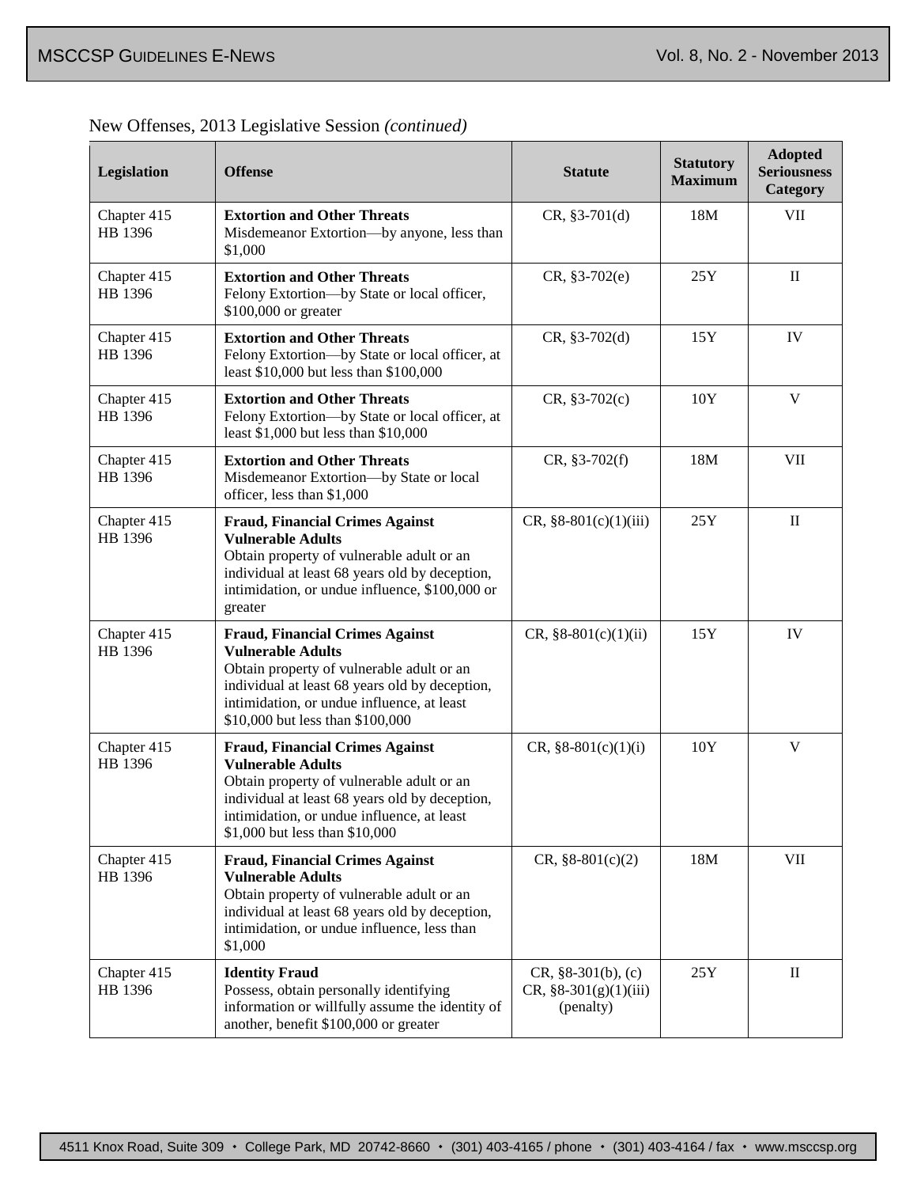New Offenses, 2013 Legislative Session *(continued)*

| Legislation | Offense | Statute | Statutory Maximum | Adopted Seriousness Category |
|---|---|---|---|---|
| Chapter 415 HB 1396 | **Extortion and Other Threats** Misdemeanor Extortion—by anyone, less than $1,000 | CR, §3-701(d) | 18M | VII |
| Chapter 415 HB 1396 | **Extortion and Other Threats** Felony Extortion—by State or local officer, $100,000 or greater | CR, §3-702(e) | 25Y | II |
| Chapter 415 HB 1396 | **Extortion and Other Threats** Felony Extortion—by State or local officer, at least $10,000 but less than $100,000 | CR, §3-702(d) | 15Y | IV |
| Chapter 415 HB 1396 | **Extortion and Other Threats** Felony Extortion—by State or local officer, at least $1,000 but less than $10,000 | CR, §3-702(c) | 10Y | V |
| Chapter 415 HB 1396 | **Extortion and Other Threats** Misdemeanor Extortion—by State or local officer, less than $1,000 | CR, §3-702(f) | 18M | VII |
| Chapter 415 HB 1396 | **Fraud, Financial Crimes Against Vulnerable Adults** Obtain property of vulnerable adult or an individual at least 68 years old by deception, intimidation, or undue influence, $100,000 or greater | CR, §8-801(c)(1)(iii) | 25Y | II |
| Chapter 415 HB 1396 | **Fraud, Financial Crimes Against Vulnerable Adults** Obtain property of vulnerable adult or an individual at least 68 years old by deception, intimidation, or undue influence, at least $10,000 but less than $100,000 | CR, §8-801(c)(1)(ii) | 15Y | IV |
| Chapter 415 HB 1396 | **Fraud, Financial Crimes Against Vulnerable Adults** Obtain property of vulnerable adult or an individual at least 68 years old by deception, intimidation, or undue influence, at least $1,000 but less than $10,000 | CR, §8-801(c)(1)(i) | 10Y | V |
| Chapter 415 HB 1396 | **Fraud, Financial Crimes Against Vulnerable Adults** Obtain property of vulnerable adult or an individual at least 68 years old by deception, intimidation, or undue influence, less than $1,000 | CR, §8-801(c)(2) | 18M | VII |
| Chapter 415 HB 1396 | **Identity Fraud** Possess, obtain personally identifying information or willfully assume the identity of another, benefit $100,000 or greater | CR, §8-301(b), (c) CR, §8-301(g)(1)(iii) (penalty) | 25Y | II |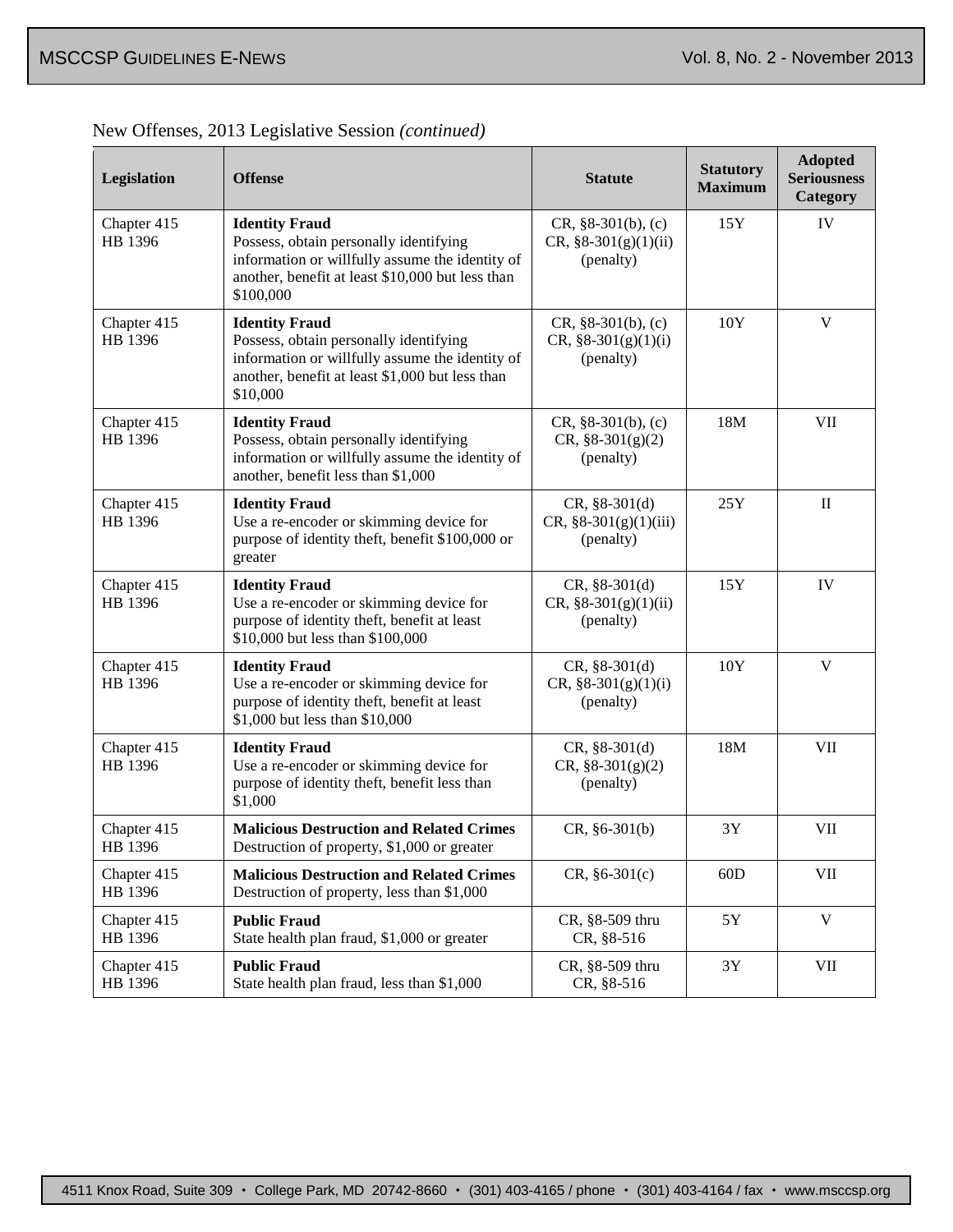New Offenses, 2013 Legislative Session *(continued)*

| Legislation | Offense | Statute | Statutory Maximum | Adopted Seriousness Category |
|---|---|---|---|---|
| Chapter 415 HB 1396 | **Identity Fraud** Possess, obtain personally identifying information or willfully assume the identity of another, benefit at least $10,000 but less than $100,000 | CR, §8-301(b), (c) CR, §8-301(g)(1)(ii) (penalty) | 15Y | IV |
| Chapter 415 HB 1396 | **Identity Fraud** Possess, obtain personally identifying information or willfully assume the identity of another, benefit at least $1,000 but less than $10,000 | CR, §8-301(b), (c) CR, §8-301(g)(1)(i) (penalty) | 10Y | V |
| Chapter 415 HB 1396 | **Identity Fraud** Possess, obtain personally identifying information or willfully assume the identity of another, benefit less than $1,000 | CR, §8-301(b), (c) CR, §8-301(g)(2) (penalty) | 18M | VII |
| Chapter 415 HB 1396 | **Identity Fraud** Use a re-encoder or skimming device for purpose of identity theft, benefit $100,000 or greater | CR, §8-301(d) CR, §8-301(g)(1)(iii) (penalty) | 25Y | II |
| Chapter 415 HB 1396 | **Identity Fraud** Use a re-encoder or skimming device for purpose of identity theft, benefit at least $10,000 but less than $100,000 | CR, §8-301(d) CR, §8-301(g)(1)(ii) (penalty) | 15Y | IV |
| Chapter 415 HB 1396 | **Identity Fraud** Use a re-encoder or skimming device for purpose of identity theft, benefit at least $1,000 but less than $10,000 | CR, §8-301(d) CR, §8-301(g)(1)(i) (penalty) | 10Y | V |
| Chapter 415 HB 1396 | **Identity Fraud** Use a re-encoder or skimming device for purpose of identity theft, benefit less than $1,000 | CR, §8-301(d) CR, §8-301(g)(2) (penalty) | 18M | VII |
| Chapter 415 HB 1396 | **Malicious Destruction and Related Crimes** Destruction of property, $1,000 or greater | CR, §6-301(b) | 3Y | VII |
| Chapter 415 HB 1396 | **Malicious Destruction and Related Crimes** Destruction of property, less than $1,000 | CR, §6-301(c) | 60D | VII |
| Chapter 415 HB 1396 | **Public Fraud** State health plan fraud, $1,000 or greater | CR, §8-509 thru CR, §8-516 | 5Y | V |
| Chapter 415 HB 1396 | **Public Fraud** State health plan fraud, less than $1,000 | CR, §8-509 thru CR, §8-516 | 3Y | VII |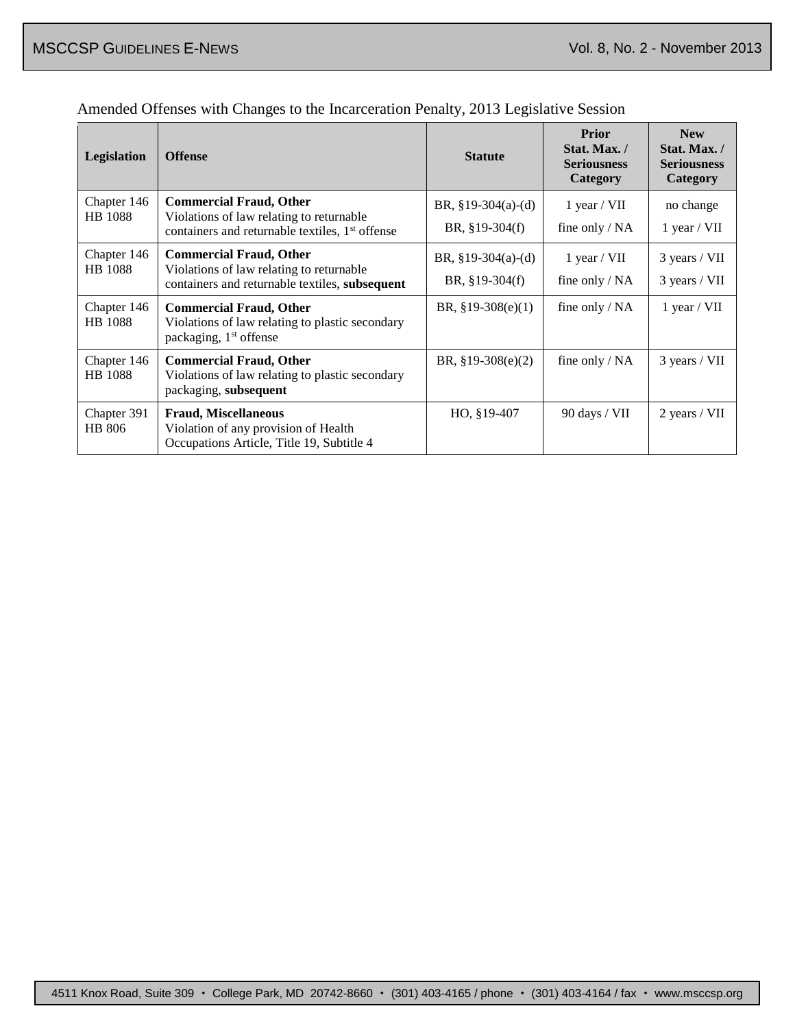Amended Offenses with Changes to the Incarceration Penalty, 2013 Legislative Session

| Legislation | Offense | Statute | Prior Stat. Max. / Seriousness Category | New Stat. Max. / Seriousness Category |
|---|---|---|---|---|
| Chapter 146 HB 1088 | **Commercial Fraud, Other** Violations of law relating to returnable containers and returnable textiles, 1st offense | BR, §19-304(a)-(d) <br> BR, §19-304(f) | 1 year / VII <br> fine only / NA | no change <br> 1 year / VII |
| Chapter 146 HB 1088 | **Commercial Fraud, Other** Violations of law relating to returnable containers and returnable textiles, **subsequent** | BR, §19-304(a)-(d) <br> BR, §19-304(f) | 1 year / VII <br> fine only / NA | 3 years / VII <br> 3 years / VII |
| Chapter 146 HB 1088 | **Commercial Fraud, Other** Violations of law relating to plastic secondary packaging, 1st offense | BR, §19-308(e)(1) | fine only / NA | 1 year / VII |
| Chapter 146 HB 1088 | **Commercial Fraud, Other** Violations of law relating to plastic secondary packaging, **subsequent** | BR, §19-308(e)(2) | fine only / NA | 3 years / VII |
| Chapter 391 HB 806 | **Fraud, Miscellaneous** Violation of any provision of Health Occupations Article, Title 19, Subtitle 4 | HO, §19-407 | 90 days / VII | 2 years / VII |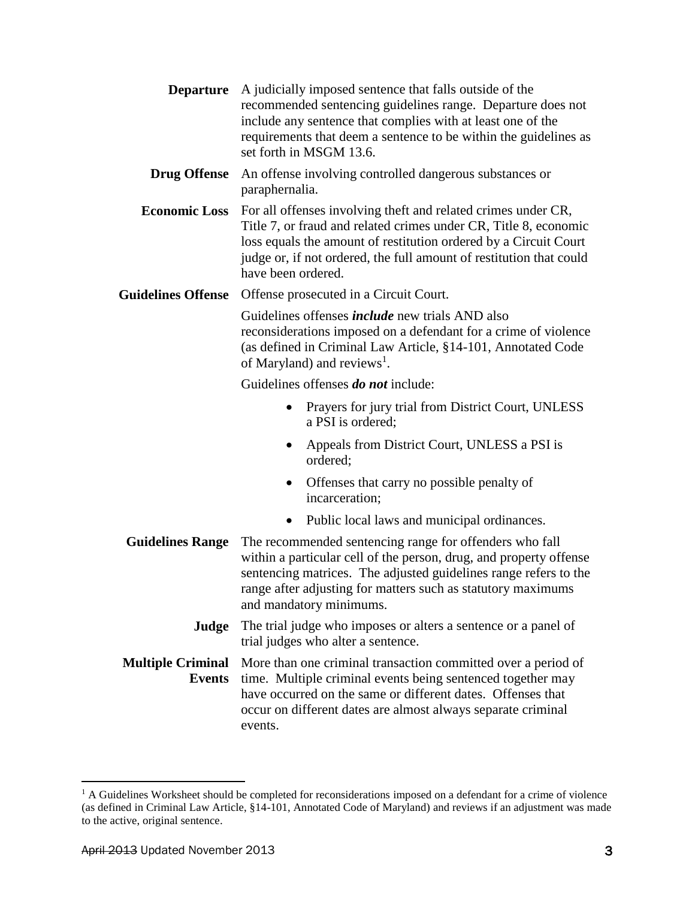**Departure** A judicially imposed sentence that falls outside of the recommended sentencing guidelines range. Departure does not include any sentence that complies with at least one of the requirements that deem a sentence to be within the guidelines as set forth in MSGM 13.6.

**Drug Offense** An offense involving controlled dangerous substances or paraphernalia.

**Economic Loss** For all offenses involving theft and related crimes under CR, Title 7, or fraud and related crimes under CR, Title 8, economic loss equals the amount of restitution ordered by a Circuit Court judge or, if not ordered, the full amount of restitution that could have been ordered.

**Guidelines Offense** Offense prosecuted in a Circuit Court.

Guidelines offenses ***include*** new trials AND also reconsiderations imposed on a defendant for a crime of violence (as defined in Criminal Law Article, §14-101, Annotated Code of Maryland) and reviews[1].

Guidelines offenses ***do not*** include:

- Prayers for jury trial from District Court, UNLESS a PSI is ordered;
- Appeals from District Court, UNLESS a PSI is ordered;
- Offenses that carry no possible penalty of incarceration;
- Public local laws and municipal ordinances.

**Guidelines Range** The recommended sentencing range for offenders who fall within a particular cell of the person, drug, and property offense sentencing matrices. The adjusted guidelines range refers to the range after adjusting for matters such as statutory maximums and mandatory minimums.

**Judge** The trial judge who imposes or alters a sentence or a panel of trial judges who alter a sentence.

**Multiple Criminal Events** More than one criminal transaction committed over a period of time. Multiple criminal events being sentenced together may have occurred on the same or different dates. Offenses that occur on different dates are almost always separate criminal events.

[1] A Guidelines Worksheet should be completed for reconsiderations imposed on a defendant for a crime of violence (as defined in Criminal Law Article, §14-101, Annotated Code of Maryland) and reviews if an adjustment was made to the active, original sentence.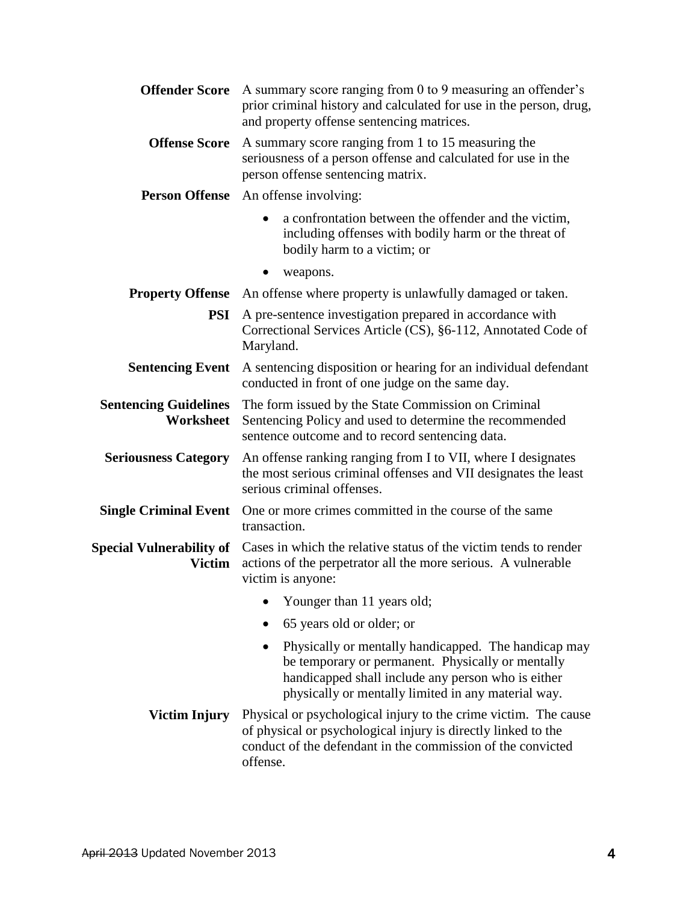**Offender Score** A summary score ranging from 0 to 9 measuring an offender's prior criminal history and calculated for use in the person, drug, and property offense sentencing matrices.

**Offense Score** A summary score ranging from 1 to 15 measuring the seriousness of a person offense and calculated for use in the person offense sentencing matrix.

**Person Offense** An offense involving:

- a confrontation between the offender and the victim, including offenses with bodily harm or the threat of bodily harm to a victim; or
- weapons.

**Property Offense** An offense where property is unlawfully damaged or taken.

**PSI** A pre-sentence investigation prepared in accordance with Correctional Services Article (CS), §6-112, Annotated Code of Maryland.

**Sentencing Event** A sentencing disposition or hearing for an individual defendant conducted in front of one judge on the same day.

**Sentencing Guidelines Worksheet** The form issued by the State Commission on Criminal Sentencing Policy and used to determine the recommended sentence outcome and to record sentencing data.

**Seriousness Category** An offense ranking ranging from I to VII, where I designates the most serious criminal offenses and VII designates the least serious criminal offenses.

**Single Criminal Event** One or more crimes committed in the course of the same transaction.

**Special Vulnerability of Victim** Cases in which the relative status of the victim tends to render actions of the perpetrator all the more serious. A vulnerable victim is anyone:

- Younger than 11 years old;
- 65 years old or older; or
- Physically or mentally handicapped. The handicap may be temporary or permanent. Physically or mentally handicapped shall include any person who is either physically or mentally limited in any material way.

**Victim Injury** Physical or psychological injury to the crime victim. The cause of physical or psychological injury is directly linked to the conduct of the defendant in the commission of the convicted offense.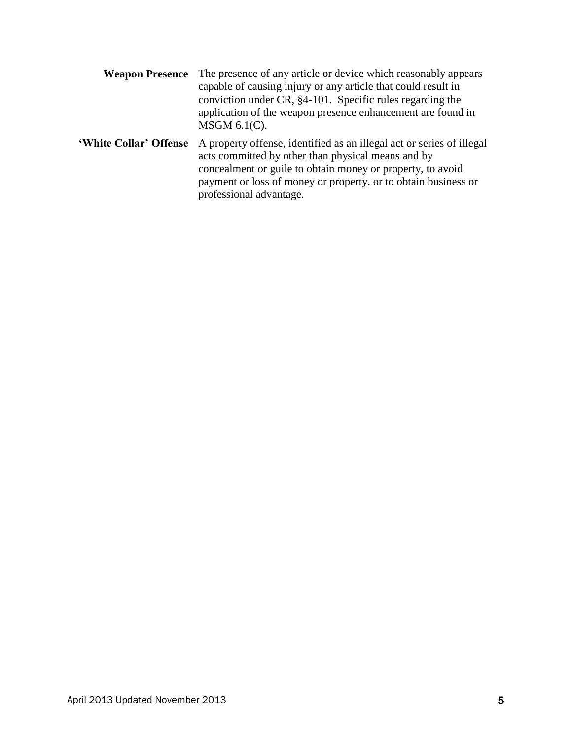**Weapon Presence** The presence of any article or device which reasonably appears capable of causing injury or any article that could result in conviction under CR, §4-101. Specific rules regarding the application of the weapon presence enhancement are found in MSGM 6.1(C).

**'White Collar' Offense** A property offense, identified as an illegal act or series of illegal acts committed by other than physical means and by concealment or guile to obtain money or property, to avoid payment or loss of money or property, or to obtain business or professional advantage.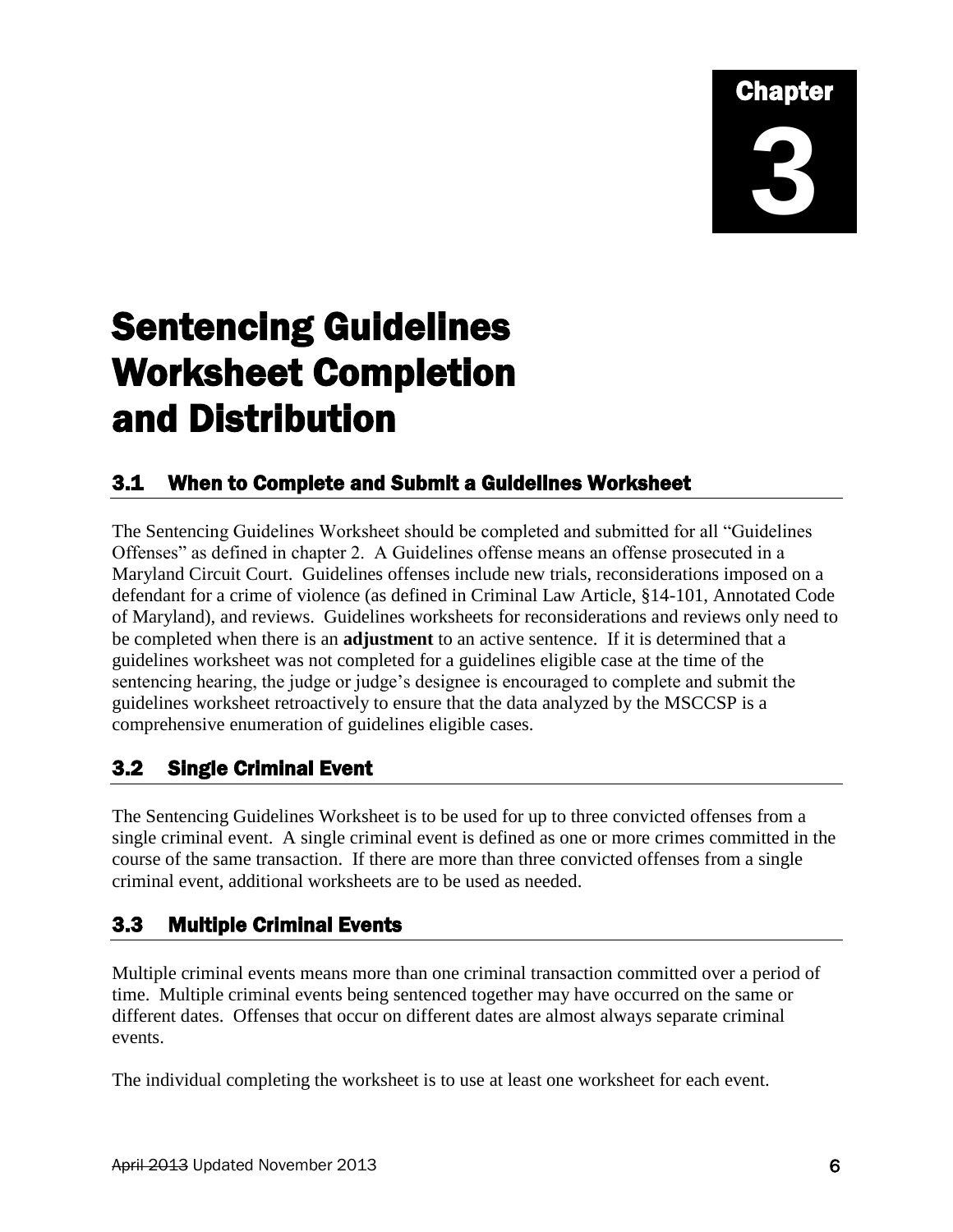# Chapter 3

# Sentencing Guidelines Worksheet Completion and Distribution

## 3.1 When to Complete and Submit a Guidelines Worksheet

The Sentencing Guidelines Worksheet should be completed and submitted for all "Guidelines Offenses" as defined in chapter 2. A Guidelines offense means an offense prosecuted in a Maryland Circuit Court. Guidelines offenses include new trials, reconsiderations imposed on a defendant for a crime of violence (as defined in Criminal Law Article, §14-101, Annotated Code of Maryland), and reviews. Guidelines worksheets for reconsiderations and reviews only need to be completed when there is an **adjustment** to an active sentence. If it is determined that a guidelines worksheet was not completed for a guidelines eligible case at the time of the sentencing hearing, the judge or judge's designee is encouraged to complete and submit the guidelines worksheet retroactively to ensure that the data analyzed by the MSCCSP is a comprehensive enumeration of guidelines eligible cases.

## 3.2 Single Criminal Event

The Sentencing Guidelines Worksheet is to be used for up to three convicted offenses from a single criminal event. A single criminal event is defined as one or more crimes committed in the course of the same transaction. If there are more than three convicted offenses from a single criminal event, additional worksheets are to be used as needed.

## 3.3 Multiple Criminal Events

Multiple criminal events means more than one criminal transaction committed over a period of time. Multiple criminal events being sentenced together may have occurred on the same or different dates. Offenses that occur on different dates are almost always separate criminal events.

The individual completing the worksheet is to use at least one worksheet for each event.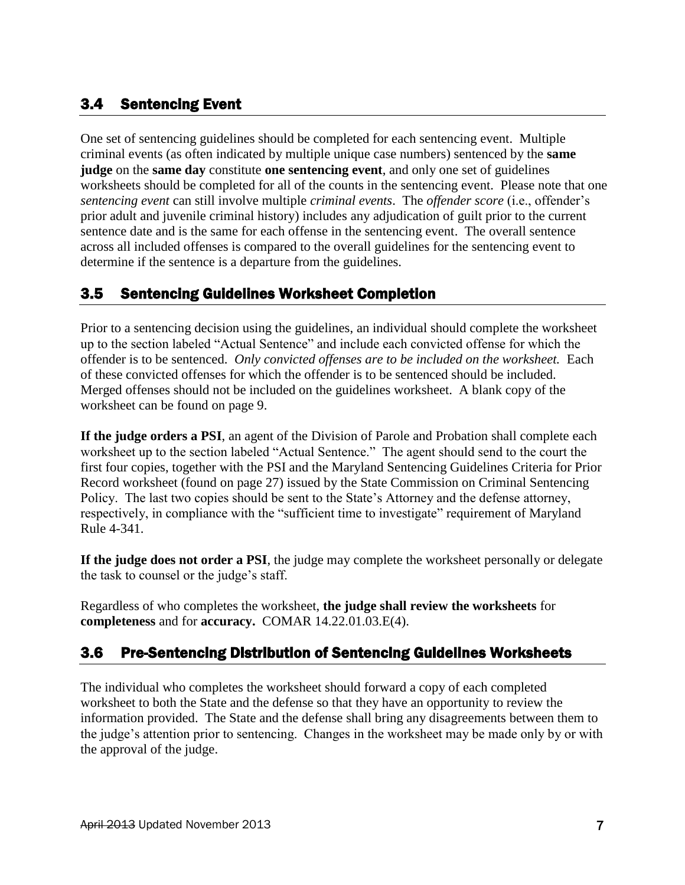## 3.4 Sentencing Event

One set of sentencing guidelines should be completed for each sentencing event. Multiple criminal events (as often indicated by multiple unique case numbers) sentenced by the **same judge** on the **same day** constitute **one sentencing event**, and only one set of guidelines worksheets should be completed for all of the counts in the sentencing event. Please note that one *sentencing event* can still involve multiple *criminal events*. The *offender score* (i.e., offender's prior adult and juvenile criminal history) includes any adjudication of guilt prior to the current sentence date and is the same for each offense in the sentencing event. The overall sentence across all included offenses is compared to the overall guidelines for the sentencing event to determine if the sentence is a departure from the guidelines.

## 3.5 Sentencing Guidelines Worksheet Completion

Prior to a sentencing decision using the guidelines, an individual should complete the worksheet up to the section labeled "Actual Sentence" and include each convicted offense for which the offender is to be sentenced. *Only convicted offenses are to be included on the worksheet.* Each of these convicted offenses for which the offender is to be sentenced should be included. Merged offenses should not be included on the guidelines worksheet. A blank copy of the worksheet can be found on page 9.

**If the judge orders a PSI**, an agent of the Division of Parole and Probation shall complete each worksheet up to the section labeled "Actual Sentence." The agent should send to the court the first four copies, together with the PSI and the Maryland Sentencing Guidelines Criteria for Prior Record worksheet (found on page 27) issued by the State Commission on Criminal Sentencing Policy. The last two copies should be sent to the State's Attorney and the defense attorney, respectively, in compliance with the "sufficient time to investigate" requirement of Maryland Rule 4-341.

**If the judge does not order a PSI**, the judge may complete the worksheet personally or delegate the task to counsel or the judge's staff.

Regardless of who completes the worksheet, **the judge shall review the worksheets** for **completeness** and for **accuracy.** COMAR 14.22.01.03.E(4).

## 3.6 Pre-Sentencing Distribution of Sentencing Guidelines Worksheets

The individual who completes the worksheet should forward a copy of each completed worksheet to both the State and the defense so that they have an opportunity to review the information provided. The State and the defense shall bring any disagreements between them to the judge's attention prior to sentencing. Changes in the worksheet may be made only by or with the approval of the judge.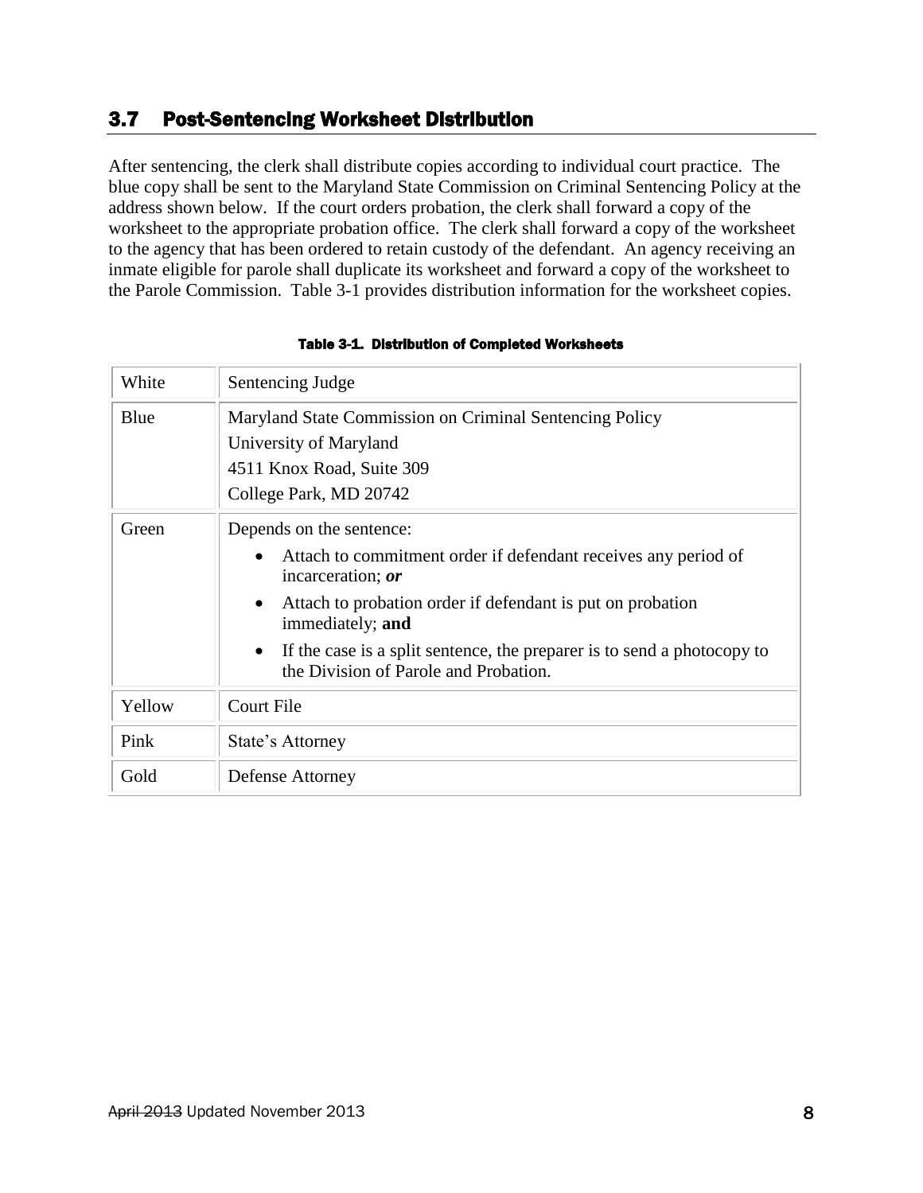## 3.7 Post-Sentencing Worksheet Distribution

After sentencing, the clerk shall distribute copies according to individual court practice. The blue copy shall be sent to the Maryland State Commission on Criminal Sentencing Policy at the address shown below. If the court orders probation, the clerk shall forward a copy of the worksheet to the appropriate probation office. The clerk shall forward a copy of the worksheet to the agency that has been ordered to retain custody of the defendant. An agency receiving an inmate eligible for parole shall duplicate its worksheet and forward a copy of the worksheet to the Parole Commission. Table 3-1 provides distribution information for the worksheet copies.

**Table 3-1. Distribution of Completed Worksheets**

| | |
|---|---|
| White | Sentencing Judge |
| Blue | Maryland State Commission on Criminal Sentencing Policy<br>University of Maryland<br>4511 Knox Road, Suite 309<br>College Park, MD 20742 |
| Green | Depends on the sentence:<br>• Attach to commitment order if defendant receives any period of incarceration; ***or***<br>• Attach to probation order if defendant is put on probation immediately; **and**<br>• If the case is a split sentence, the preparer is to send a photocopy to the Division of Parole and Probation. |
| Yellow | Court File |
| Pink | State's Attorney |
| Gold | Defense Attorney |